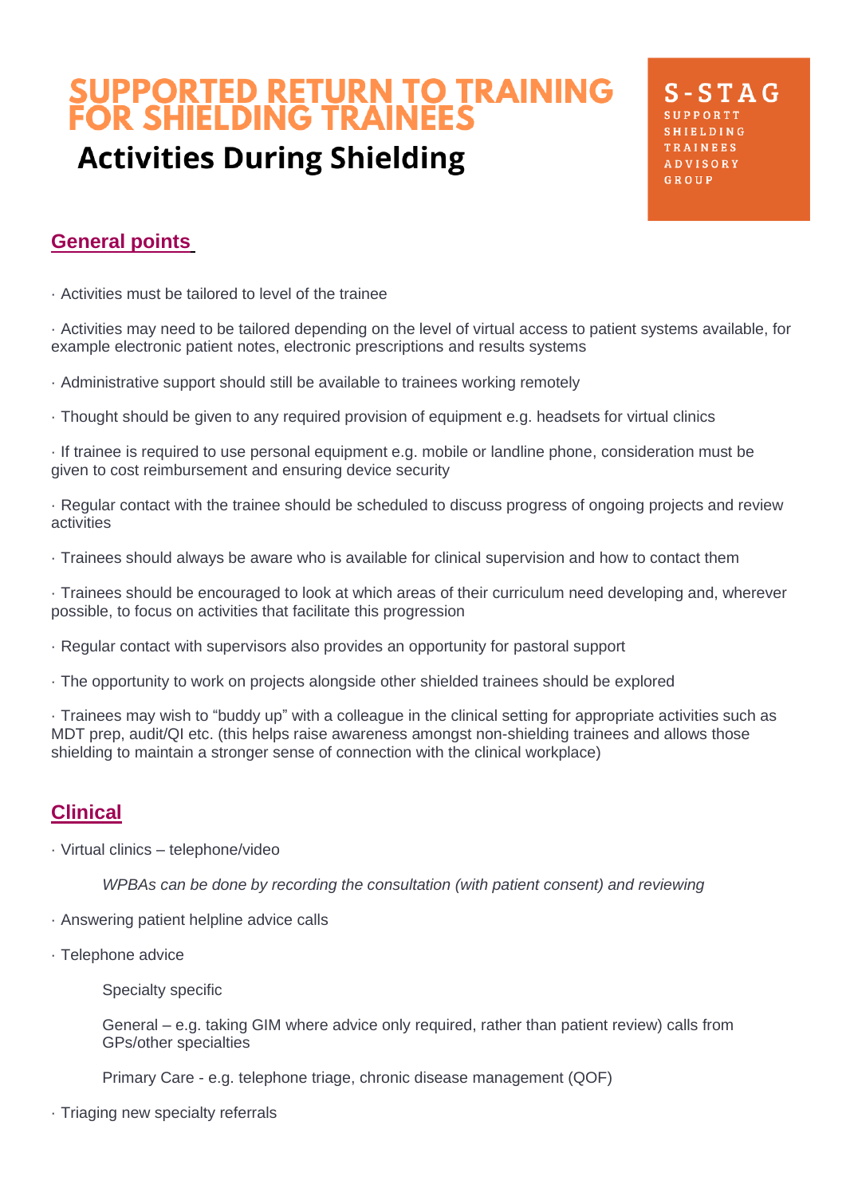# SUPPORTED RETURN TO TRAINING FOR SHIELDING TRAINEES

## Activities During Shielding

**S-STAG**
SUPPORTT
SHIELDING
TRAINEES
ADVISORY
GROUP

## General points

· Activities must be tailored to level of the trainee

· Activities may need to be tailored depending on the level of virtual access to patient systems available, for example electronic patient notes, electronic prescriptions and results systems

· Administrative support should still be available to trainees working remotely

· Thought should be given to any required provision of equipment e.g. headsets for virtual clinics

· If trainee is required to use personal equipment e.g. mobile or landline phone, consideration must be given to cost reimbursement and ensuring device security

· Regular contact with the trainee should be scheduled to discuss progress of ongoing projects and review activities

· Trainees should always be aware who is available for clinical supervision and how to contact them

· Trainees should be encouraged to look at which areas of their curriculum need developing and, wherever possible, to focus on activities that facilitate this progression

· Regular contact with supervisors also provides an opportunity for pastoral support

· The opportunity to work on projects alongside other shielded trainees should be explored

· Trainees may wish to "buddy up" with a colleague in the clinical setting for appropriate activities such as MDT prep, audit/QI etc. (this helps raise awareness amongst non-shielding trainees and allows those shielding to maintain a stronger sense of connection with the clinical workplace)

## Clinical

· Virtual clinics – telephone/video

*WPBAs can be done by recording the consultation (with patient consent) and reviewing*

· Answering patient helpline advice calls

· Telephone advice

Specialty specific

General – e.g. taking GIM where advice only required, rather than patient review) calls from GPs/other specialties

Primary Care - e.g. telephone triage, chronic disease management (QOF)

· Triaging new specialty referrals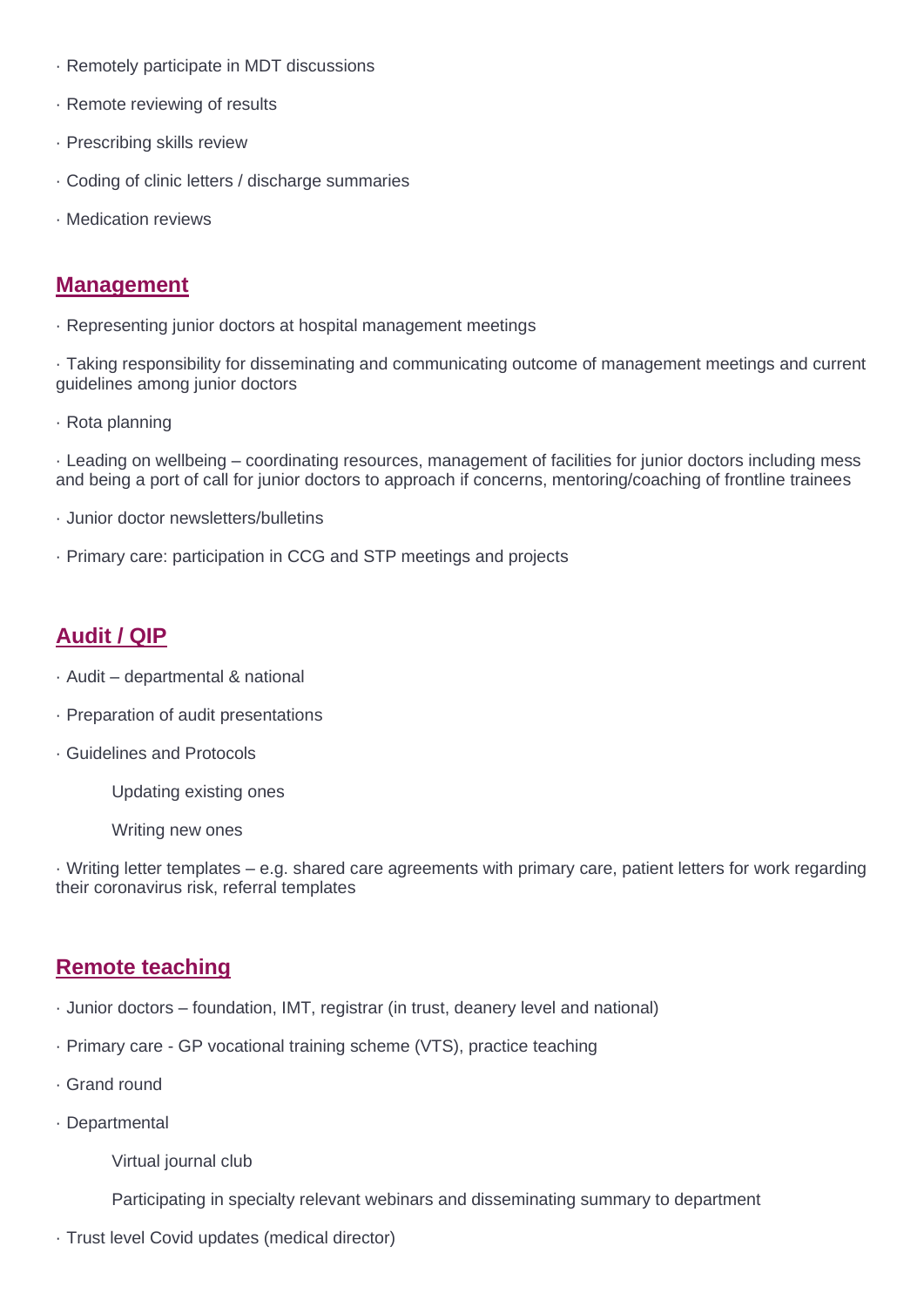- Remotely participate in MDT discussions
- Remote reviewing of results
- Prescribing skills review
- Coding of clinic letters / discharge summaries
- Medication reviews

## Management

- Representing junior doctors at hospital management meetings
- Taking responsibility for disseminating and communicating outcome of management meetings and current guidelines among junior doctors
- Rota planning
- Leading on wellbeing – coordinating resources, management of facilities for junior doctors including mess and being a port of call for junior doctors to approach if concerns, mentoring/coaching of frontline trainees
- Junior doctor newsletters/bulletins
- Primary care: participation in CCG and STP meetings and projects

## Audit / QIP

- Audit – departmental & national
- Preparation of audit presentations
- Guidelines and Protocols
    - Updating existing ones
    - Writing new ones
- Writing letter templates – e.g. shared care agreements with primary care, patient letters for work regarding their coronavirus risk, referral templates

## Remote teaching

- Junior doctors – foundation, IMT, registrar (in trust, deanery level and national)
- Primary care - GP vocational training scheme (VTS), practice teaching
- Grand round
- Departmental
    - Virtual journal club
    - Participating in specialty relevant webinars and disseminating summary to department
- Trust level Covid updates (medical director)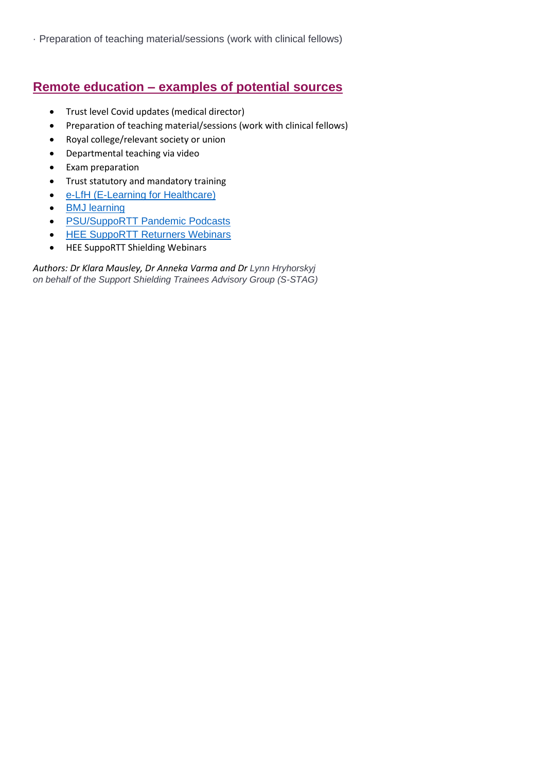· Preparation of teaching material/sessions (work with clinical fellows)

## Remote education – examples of potential sources

- Trust level Covid updates (medical director)
- Preparation of teaching material/sessions (work with clinical fellows)
- Royal college/relevant society or union
- Departmental teaching via video
- Exam preparation
- Trust statutory and mandatory training
- e-LfH (E-Learning for Healthcare)
- BMJ learning
- PSU/SuppoRTT Pandemic Podcasts
- HEE SuppoRTT Returners Webinars
- HEE SuppoRTT Shielding Webinars

*Authors: Dr Klara Mausley, Dr Anneka Varma and Dr Lynn Hryhorskyj*
*on behalf of the Support Shielding Trainees Advisory Group (S-STAG)*